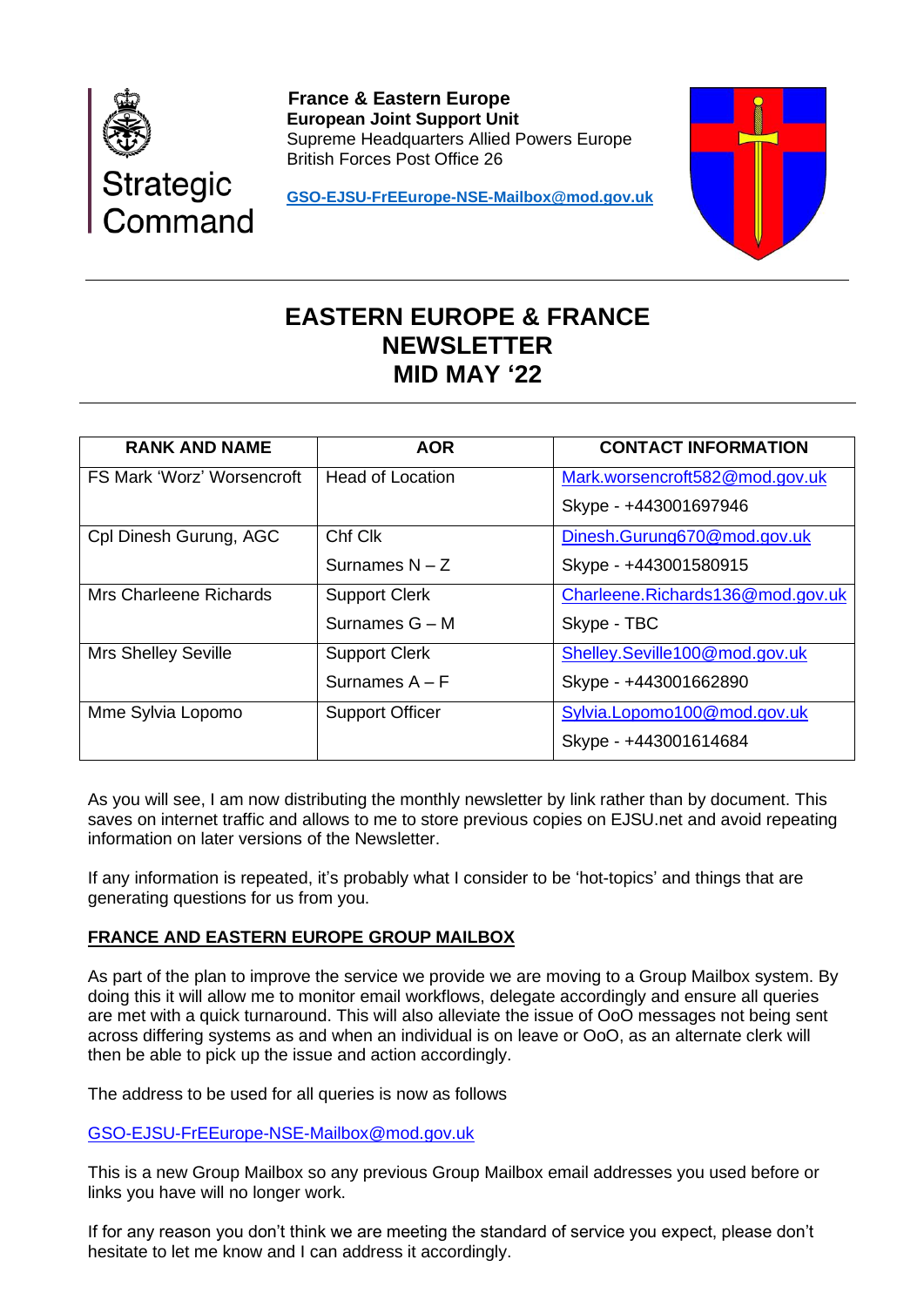Strategic Command

**France & Eastern Europe**
**European Joint Support Unit**
Supreme Headquarters Allied Powers Europe
British Forces Post Office 26

**GSO-EJSU-FrEEurope-NSE-Mailbox@mod.gov.uk**

# EASTERN EUROPE & FRANCE NEWSLETTER MID MAY '22

| RANK AND NAME | AOR | CONTACT INFORMATION |
| --- | --- | --- |
| FS Mark 'Worz' Worsencroft | Head of Location | Mark.worsencroft582@mod.gov.uk<br>Skype - +443001697946 |
| Cpl Dinesh Gurung, AGC | Chf Clk<br>Surnames N – Z | Dinesh.Gurung670@mod.gov.uk<br>Skype - +443001580915 |
| Mrs Charleene Richards | Support Clerk<br>Surnames G – M | Charleene.Richards136@mod.gov.uk<br>Skype - TBC |
| Mrs Shelley Seville | Support Clerk<br>Surnames A – F | Shelley.Seville100@mod.gov.uk<br>Skype - +443001662890 |
| Mme Sylvia Lopomo | Support Officer | Sylvia.Lopomo100@mod.gov.uk<br>Skype - +443001614684 |

As you will see, I am now distributing the monthly newsletter by link rather than by document. This saves on internet traffic and allows to me to store previous copies on EJSU.net and avoid repeating information on later versions of the Newsletter.

If any information is repeated, it's probably what I consider to be 'hot-topics' and things that are generating questions for us from you.

## FRANCE AND EASTERN EUROPE GROUP MAILBOX

As part of the plan to improve the service we provide we are moving to a Group Mailbox system. By doing this it will allow me to monitor email workflows, delegate accordingly and ensure all queries are met with a quick turnaround. This will also alleviate the issue of OoO messages not being sent across differing systems as and when an individual is on leave or OoO, as an alternate clerk will then be able to pick up the issue and action accordingly.

The address to be used for all queries is now as follows

GSO-EJSU-FrEEurope-NSE-Mailbox@mod.gov.uk

This is a new Group Mailbox so any previous Group Mailbox email addresses you used before or links you have will no longer work.

If for any reason you don't think we are meeting the standard of service you expect, please don't hesitate to let me know and I can address it accordingly.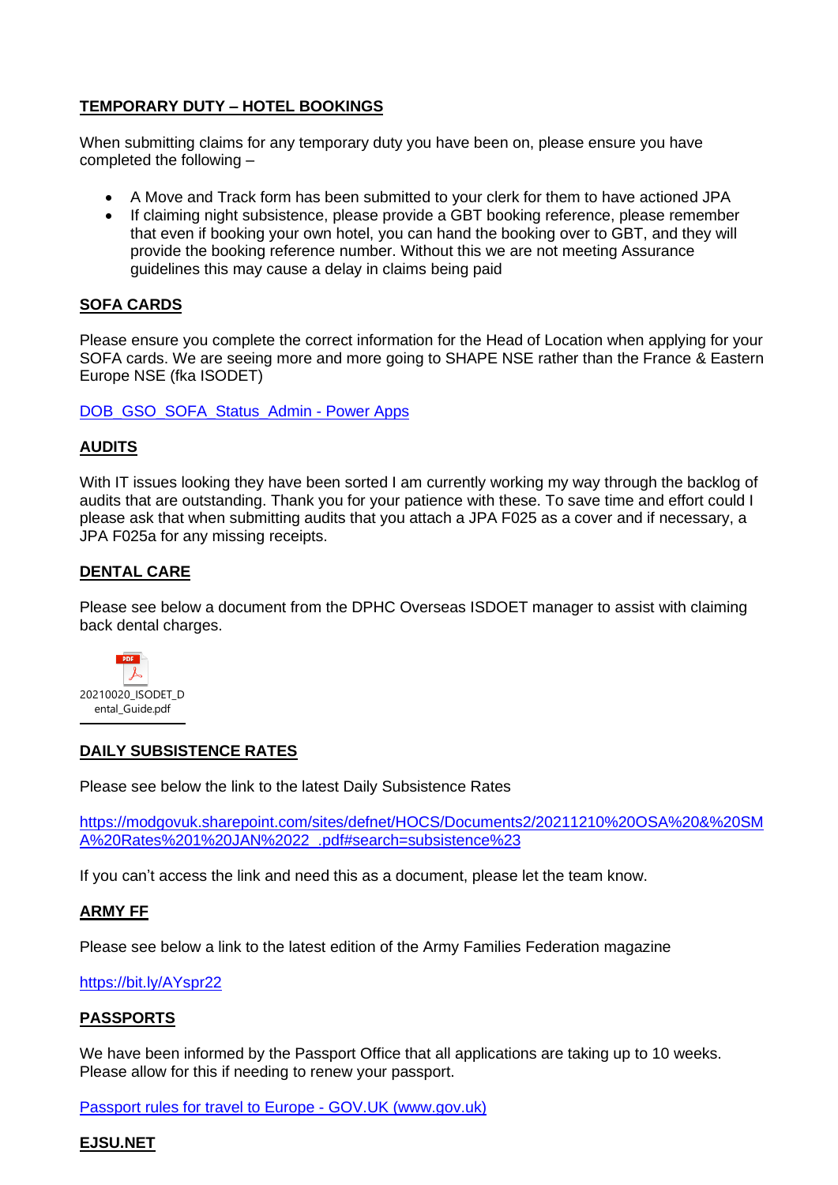## TEMPORARY DUTY – HOTEL BOOKINGS

When submitting claims for any temporary duty you have been on, please ensure you have completed the following –

- A Move and Track form has been submitted to your clerk for them to have actioned JPA
- If claiming night subsistence, please provide a GBT booking reference, please remember that even if booking your own hotel, you can hand the booking over to GBT, and they will provide the booking reference number. Without this we are not meeting Assurance guidelines this may cause a delay in claims being paid

## SOFA CARDS

Please ensure you complete the correct information for the Head of Location when applying for your SOFA cards. We are seeing more and more going to SHAPE NSE rather than the France & Eastern Europe NSE (fka ISODET)

[DOB_GSO_SOFA_Status_Admin - Power Apps]

## AUDITS

With IT issues looking they have been sorted I am currently working my way through the backlog of audits that are outstanding. Thank you for your patience with these. To save time and effort could I please ask that when submitting audits that you attach a JPA F025 as a cover and if necessary, a JPA F025a for any missing receipts.

## DENTAL CARE

Please see below a document from the DPHC Overseas ISDOET manager to assist with claiming back dental charges.

20210020_ISODET_Dental_Guide.pdf

## DAILY SUBSISTENCE RATES

Please see below the link to the latest Daily Subsistence Rates

https://modgovuk.sharepoint.com/sites/defnet/HOCS/Documents2/20211210%20OSA%20&%20SMA%20Rates%201%20JAN%2022_.pdf#search=subsistence%23

If you can't access the link and need this as a document, please let the team know.

## ARMY FF

Please see below a link to the latest edition of the Army Families Federation magazine

https://bit.ly/AYspr22

## PASSPORTS

We have been informed by the Passport Office that all applications are taking up to 10 weeks. Please allow for this if needing to renew your passport.

[Passport rules for travel to Europe - GOV.UK (www.gov.uk)]

## EJSU.NET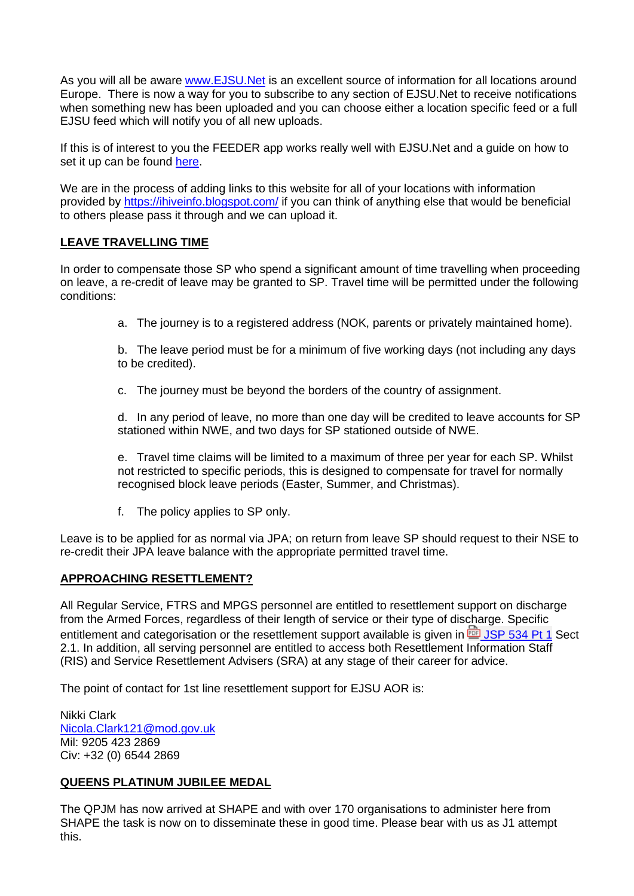As you will all be aware www.EJSU.Net is an excellent source of information for all locations around Europe. There is now a way for you to subscribe to any section of EJSU.Net to receive notifications when something new has been uploaded and you can choose either a location specific feed or a full EJSU feed which will notify you of all new uploads.

If this is of interest to you the FEEDER app works really well with EJSU.Net and a guide on how to set it up can be found here.

We are in the process of adding links to this website for all of your locations with information provided by https://ihiveinfo.blogspot.com/ if you can think of anything else that would be beneficial to others please pass it through and we can upload it.

## LEAVE TRAVELLING TIME

In order to compensate those SP who spend a significant amount of time travelling when proceeding on leave, a re-credit of leave may be granted to SP. Travel time will be permitted under the following conditions:

a. The journey is to a registered address (NOK, parents or privately maintained home).

b. The leave period must be for a minimum of five working days (not including any days to be credited).

c. The journey must be beyond the borders of the country of assignment.

d. In any period of leave, no more than one day will be credited to leave accounts for SP stationed within NWE, and two days for SP stationed outside of NWE.

e. Travel time claims will be limited to a maximum of three per year for each SP. Whilst not restricted to specific periods, this is designed to compensate for travel for normally recognised block leave periods (Easter, Summer, and Christmas).

f. The policy applies to SP only.

Leave is to be applied for as normal via JPA; on return from leave SP should request to their NSE to re-credit their JPA leave balance with the appropriate permitted travel time.

## APPROACHING RESETTLEMENT?

All Regular Service, FTRS and MPGS personnel are entitled to resettlement support on discharge from the Armed Forces, regardless of their length of service or their type of discharge. Specific entitlement and categorisation or the resettlement support available is given in JSP 534 Pt 1 Sect 2.1. In addition, all serving personnel are entitled to access both Resettlement Information Staff (RIS) and Service Resettlement Advisers (SRA) at any stage of their career for advice.

The point of contact for 1st line resettlement support for EJSU AOR is:

Nikki Clark
Nicola.Clark121@mod.gov.uk
Mil: 9205 423 2869
Civ: +32 (0) 6544 2869

## QUEENS PLATINUM JUBILEE MEDAL

The QPJM has now arrived at SHAPE and with over 170 organisations to administer here from SHAPE the task is now on to disseminate these in good time. Please bear with us as J1 attempt this.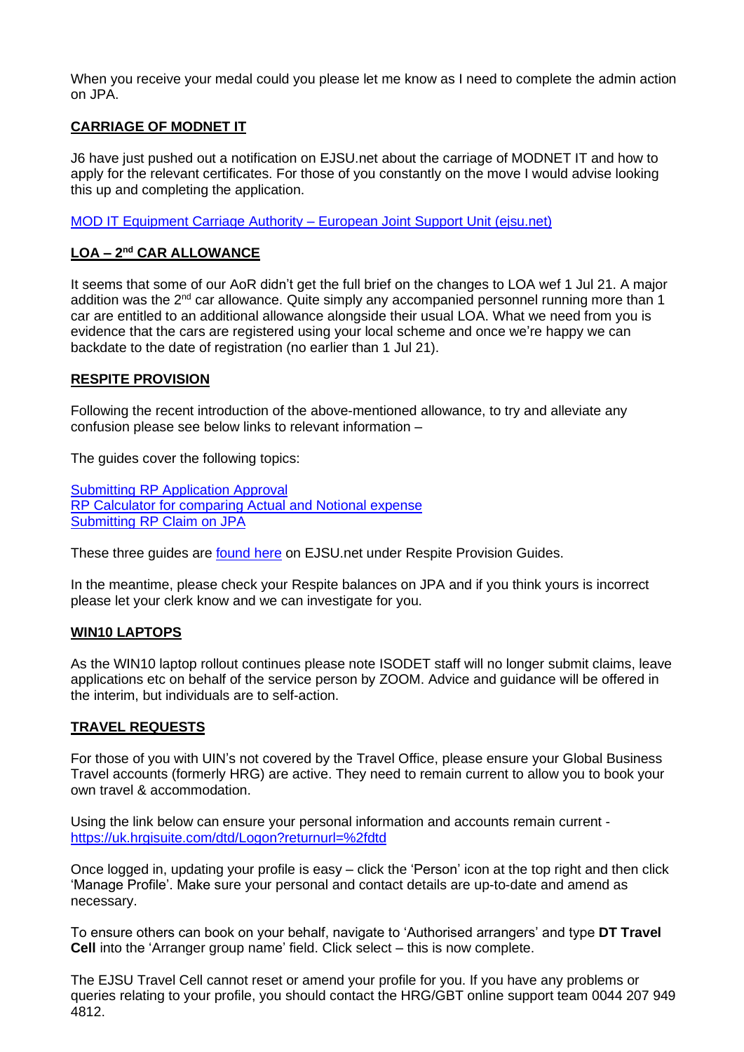When you receive your medal could you please let me know as I need to complete the admin action on JPA.

## CARRIAGE OF MODNET IT

J6 have just pushed out a notification on EJSU.net about the carriage of MODNET IT and how to apply for the relevant certificates. For those of you constantly on the move I would advise looking this up and completing the application.

[MOD IT Equipment Carriage Authority – European Joint Support Unit (ejsu.net)]

## LOA – 2nd CAR ALLOWANCE

It seems that some of our AoR didn't get the full brief on the changes to LOA wef 1 Jul 21. A major addition was the 2nd car allowance. Quite simply any accompanied personnel running more than 1 car are entitled to an additional allowance alongside their usual LOA. What we need from you is evidence that the cars are registered using your local scheme and once we're happy we can backdate to the date of registration (no earlier than 1 Jul 21).

## RESPITE PROVISION

Following the recent introduction of the above-mentioned allowance, to try and alleviate any confusion please see below links to relevant information –

The guides cover the following topics:

Submitting RP Application Approval
RP Calculator for comparing Actual and Notional expense
Submitting RP Claim on JPA

These three guides are found here on EJSU.net under Respite Provision Guides.

In the meantime, please check your Respite balances on JPA and if you think yours is incorrect please let your clerk know and we can investigate for you.

## WIN10 LAPTOPS

As the WIN10 laptop rollout continues please note ISODET staff will no longer submit claims, leave applications etc on behalf of the service person by ZOOM. Advice and guidance will be offered in the interim, but individuals are to self-action.

## TRAVEL REQUESTS

For those of you with UIN's not covered by the Travel Office, please ensure your Global Business Travel accounts (formerly HRG) are active. They need to remain current to allow you to book your own travel & accommodation.

Using the link below can ensure your personal information and accounts remain current - https://uk.hrgisuite.com/dtd/Logon?returnurl=%2fdtd

Once logged in, updating your profile is easy – click the 'Person' icon at the top right and then click 'Manage Profile'. Make sure your personal and contact details are up-to-date and amend as necessary.

To ensure others can book on your behalf, navigate to 'Authorised arrangers' and type **DT Travel Cell** into the 'Arranger group name' field. Click select – this is now complete.

The EJSU Travel Cell cannot reset or amend your profile for you. If you have any problems or queries relating to your profile, you should contact the HRG/GBT online support team 0044 207 949 4812.